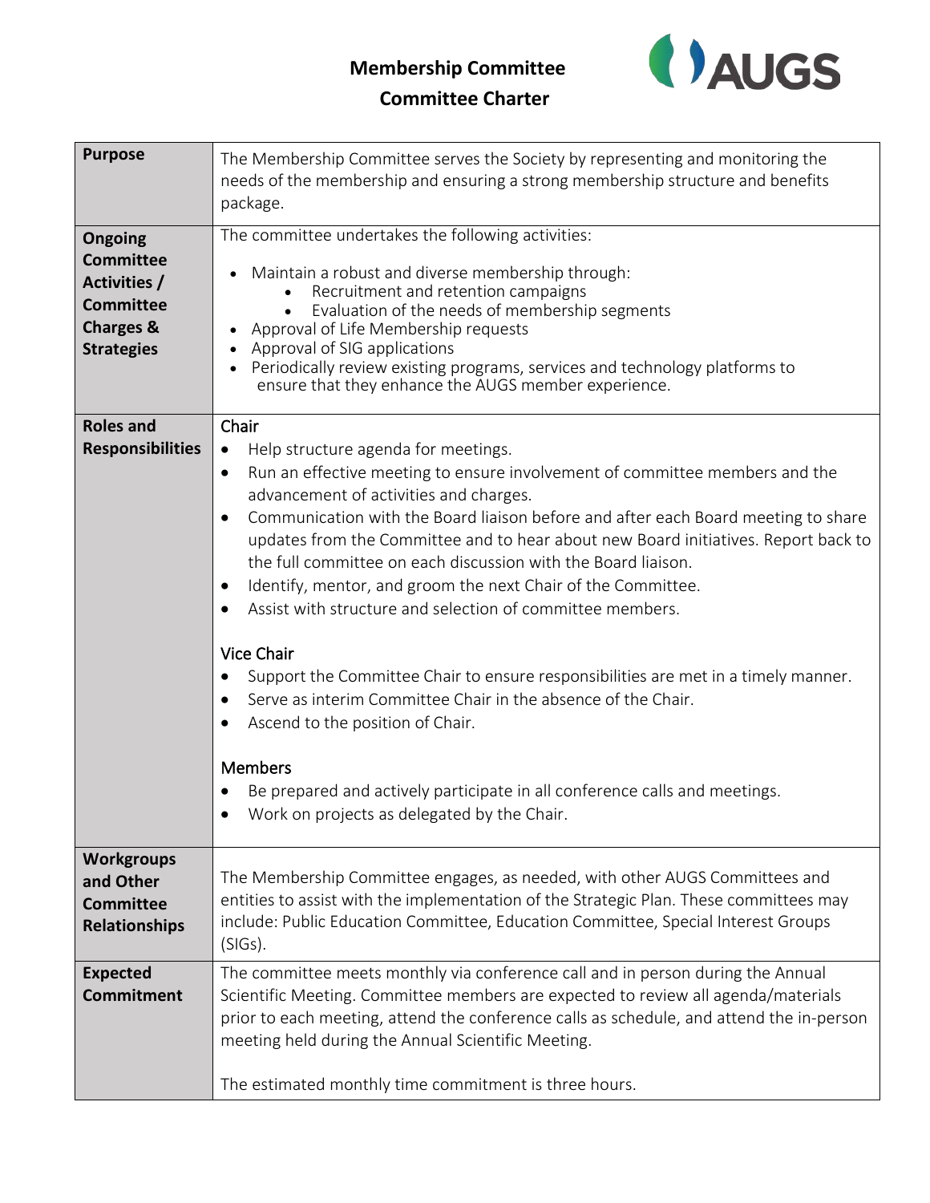# Membership Committee

## Committee Charter

| | |
|---|---|
| **Purpose** | The Membership Committee serves the Society by representing and monitoring the needs of the membership and ensuring a strong membership structure and benefits package. |
| **Ongoing Committee Activities / Committee Charges & Strategies** | The committee undertakes the following activities:<br><br>• Maintain a robust and diverse membership through:<br>&nbsp;&nbsp;&nbsp;&nbsp;• Recruitment and retention campaigns<br>&nbsp;&nbsp;&nbsp;&nbsp;• Evaluation of the needs of membership segments<br>• Approval of Life Membership requests<br>• Approval of SIG applications<br>• Periodically review existing programs, services and technology platforms to ensure that they enhance the AUGS member experience. |
| **Roles and Responsibilities** | Chair<br>• Help structure agenda for meetings.<br>• Run an effective meeting to ensure involvement of committee members and the advancement of activities and charges.<br>• Communication with the Board liaison before and after each Board meeting to share updates from the Committee and to hear about new Board initiatives. Report back to the full committee on each discussion with the Board liaison.<br>• Identify, mentor, and groom the next Chair of the Committee.<br>• Assist with structure and selection of committee members.<br><br>Vice Chair<br>• Support the Committee Chair to ensure responsibilities are met in a timely manner.<br>• Serve as interim Committee Chair in the absence of the Chair.<br>• Ascend to the position of Chair.<br><br>Members<br>• Be prepared and actively participate in all conference calls and meetings.<br>• Work on projects as delegated by the Chair. |
| **Workgroups and Other Committee Relationships** | The Membership Committee engages, as needed, with other AUGS Committees and entities to assist with the implementation of the Strategic Plan. These committees may include: Public Education Committee, Education Committee, Special Interest Groups (SIGs). |
| **Expected Commitment** | The committee meets monthly via conference call and in person during the Annual Scientific Meeting. Committee members are expected to review all agenda/materials prior to each meeting, attend the conference calls as schedule, and attend the in-person meeting held during the Annual Scientific Meeting.<br><br>The estimated monthly time commitment is three hours. |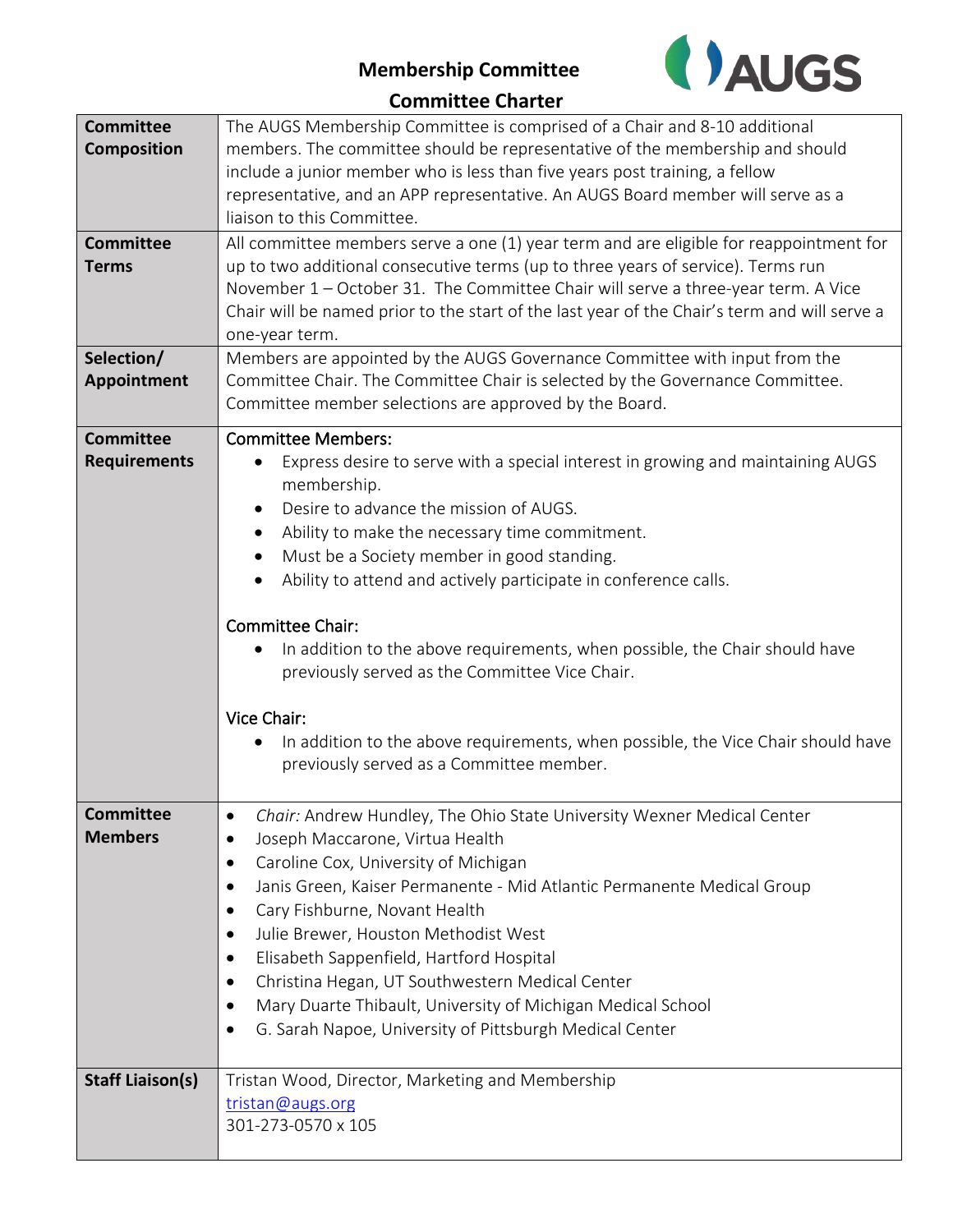# Membership Committee
## Committee Charter

| | |
|---|---|
| **Committee Composition** | The AUGS Membership Committee is comprised of a Chair and 8-10 additional members. The committee should be representative of the membership and should include a junior member who is less than five years post training, a fellow representative, and an APP representative. An AUGS Board member will serve as a liaison to this Committee. |
| **Committee Terms** | All committee members serve a one (1) year term and are eligible for reappointment for up to two additional consecutive terms (up to three years of service). Terms run November 1 – October 31. The Committee Chair will serve a three-year term. A Vice Chair will be named prior to the start of the last year of the Chair's term and will serve a one-year term. |
| **Selection/ Appointment** | Members are appointed by the AUGS Governance Committee with input from the Committee Chair. The Committee Chair is selected by the Governance Committee. Committee member selections are approved by the Board. |
| **Committee Requirements** | Committee Members:<br>• Express desire to serve with a special interest in growing and maintaining AUGS membership.<br>• Desire to advance the mission of AUGS.<br>• Ability to make the necessary time commitment.<br>• Must be a Society member in good standing.<br>• Ability to attend and actively participate in conference calls.<br><br>Committee Chair:<br>• In addition to the above requirements, when possible, the Chair should have previously served as the Committee Vice Chair.<br><br>Vice Chair:<br>• In addition to the above requirements, when possible, the Vice Chair should have previously served as a Committee member. |
| **Committee Members** | • *Chair:* Andrew Hundley, The Ohio State University Wexner Medical Center<br>• Joseph Maccarone, Virtua Health<br>• Caroline Cox, University of Michigan<br>• Janis Green, Kaiser Permanente - Mid Atlantic Permanente Medical Group<br>• Cary Fishburne, Novant Health<br>• Julie Brewer, Houston Methodist West<br>• Elisabeth Sappenfield, Hartford Hospital<br>• Christina Hegan, UT Southwestern Medical Center<br>• Mary Duarte Thibault, University of Michigan Medical School<br>• G. Sarah Napoe, University of Pittsburgh Medical Center |
| **Staff Liaison(s)** | Tristan Wood, Director, Marketing and Membership<br>tristan@augs.org<br>301-273-0570 x 105 |